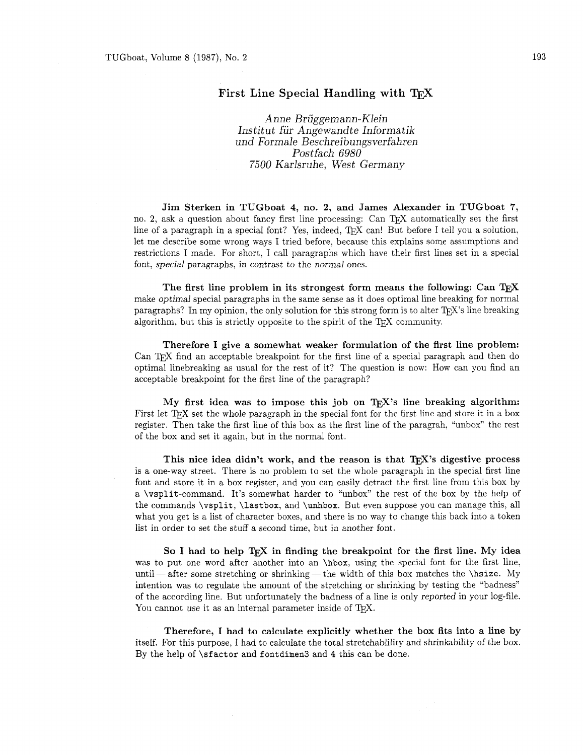# First Line Special Handling with TEX

*Anne Brüggemann-Klein*
*Institut für Angewandte Informatik*
*und Formale Beschreibungsverfahren*
*Postfach 6980*
*7500 Karlsruhe, West Germany*

**Jim Sterken in TUGboat 4, no. 2, and James Alexander in TUGboat 7,** no. 2, ask a question about fancy first line processing: Can TEX automatically set the first line of a paragraph in a special font? Yes, indeed, TEX can! But before I tell you a solution, let me describe some wrong ways I tried before, because this explains some assumptions and restrictions I made. For short, I call paragraphs which have their first lines set in a special font, *special* paragraphs, in contrast to the *normal* ones.

**The first line problem in its strongest form means the following: Can TEX** make *optimal* special paragraphs in the same sense as it does optimal line breaking for normal paragraphs? In my opinion, the only solution for this strong form is to alter TEX's line breaking algorithm, but this is strictly opposite to the spirit of the TEX community.

**Therefore I give a somewhat weaker formulation of the first line problem:** Can TEX find an acceptable breakpoint for the first line of a special paragraph and then do optimal linebreaking as usual for the rest of it? The question is now: How can you find an acceptable breakpoint for the first line of the paragraph?

**My first idea was to impose this job on TEX's line breaking algorithm:** First let TEX set the whole paragraph in the special font for the first line and store it in a box register. Then take the first line of this box as the first line of the paragrah, "unbox" the rest of the box and set it again, but in the normal font.

**This nice idea didn't work, and the reason is that TEX's digestive process** is a one-way street. There is no problem to set the whole paragraph in the special first line font and store it in a box register, and you can easily detract the first line from this box by a `\vsplit`-command. It's somewhat harder to "unbox" the rest of the box by the help of the commands `\vsplit`, `\lastbox`, and `\unhbox`. But even suppose you can manage this, all what you get is a list of character boxes, and there is no way to change this back into a token list in order to set the stuff a second time, but in another font.

**So I had to help TEX in finding the breakpoint for the first line. My idea** was to put one word after another into an `\hbox`, using the special font for the first line, until — after some stretching or shrinking — the width of this box matches the `\hsize`. My intention was to regulate the amount of the stretching or shrinking by testing the "badness" of the according line. But unfortunately the badness of a line is only *reported* in your log-file. You cannot *use* it as an internal parameter inside of TEX.

**Therefore, I had to calculate explicitly whether the box fits into a line by** itself. For this purpose, I had to calculate the total stretchablility and shrinkability of the box. By the help of `\sfactor` and `fontdimen3` and `4` this can be done.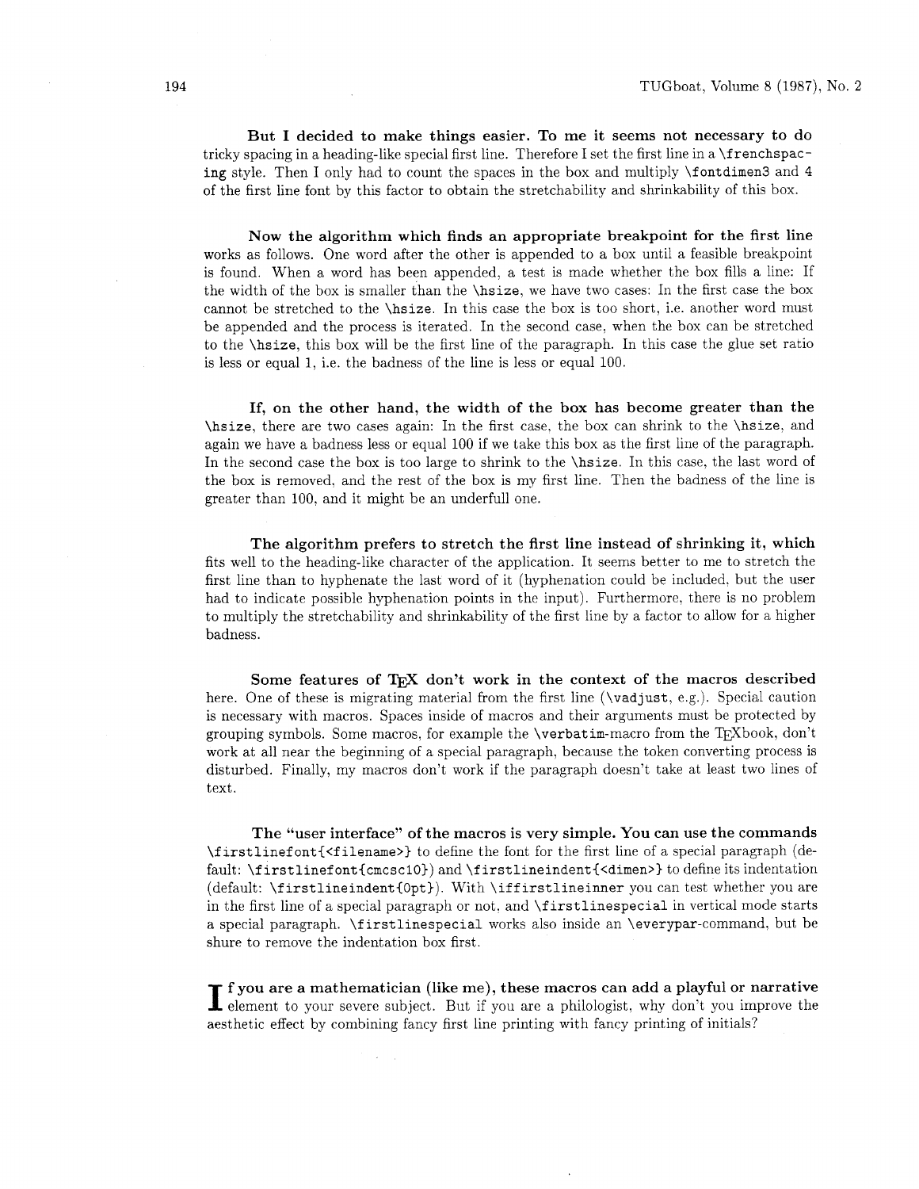**But I decided to make things easier. To me it seems not necessary to do** tricky spacing in a heading-like special first line. Therefore I set the first line in a `\frenchspacing` style. Then I only had to count the spaces in the box and multiply `\fontdimen3` and 4 of the first line font by this factor to obtain the stretchability and shrinkability of this box.

**Now the algorithm which finds an appropriate breakpoint for the first line** works as follows. One word after the other is appended to a box until a feasible breakpoint is found. When a word has been appended, a test is made whether the box fills a line: If the width of the box is smaller than the `\hsize`, we have two cases: In the first case the box cannot be stretched to the `\hsize`. In this case the box is too short, i.e. another word must be appended and the process is iterated. In the second case, when the box can be stretched to the `\hsize`, this box will be the first line of the paragraph. In this case the glue set ratio is less or equal 1, i.e. the badness of the line is less or equal 100.

**If, on the other hand, the width of the box has become greater than the** `\hsize`, there are two cases again: In the first case, the box can shrink to the `\hsize`, and again we have a badness less or equal 100 if we take this box as the first line of the paragraph. In the second case the box is too large to shrink to the `\hsize`. In this case, the last word of the box is removed, and the rest of the box is my first line. Then the badness of the line is greater than 100, and it might be an underfull one.

**The algorithm prefers to stretch the first line instead of shrinking it, which** fits well to the heading-like character of the application. It seems better to me to stretch the first line than to hyphenate the last word of it (hyphenation could be included, but the user had to indicate possible hyphenation points in the input). Furthermore, there is no problem to multiply the stretchability and shrinkability of the first line by a factor to allow for a higher badness.

**Some features of TeX don't work in the context of the macros described** here. One of these is migrating material from the first line (`\vadjust`, e.g.). Special caution is necessary with macros. Spaces inside of macros and their arguments must be protected by grouping symbols. Some macros, for example the `\verbatim`-macro from the TeXbook, don't work at all near the beginning of a special paragraph, because the token converting process is disturbed. Finally, my macros don't work if the paragraph doesn't take at least two lines of text.

**The "user interface" of the macros is very simple. You can use the commands** `\firstlinefont{<filename>}` to define the font for the first line of a special paragraph (default: `\firstlinefont{cmcsc10}`) and `\firstlineindent{<dimen>}` to define its indentation (default: `\firstlineindent{0pt}`). With `\iffirstlineinner` you can test whether you are in the first line of a special paragraph or not, and `\firstlinespecial` in vertical mode starts a special paragraph. `\firstlinespecial` works also inside an `\everypar`-command, but be shure to remove the indentation box first.

**If you are a mathematician (like me), these macros can add a playful or narrative** element to your severe subject. But if you are a philologist, why don't you improve the aesthetic effect by combining fancy first line printing with fancy printing of initials?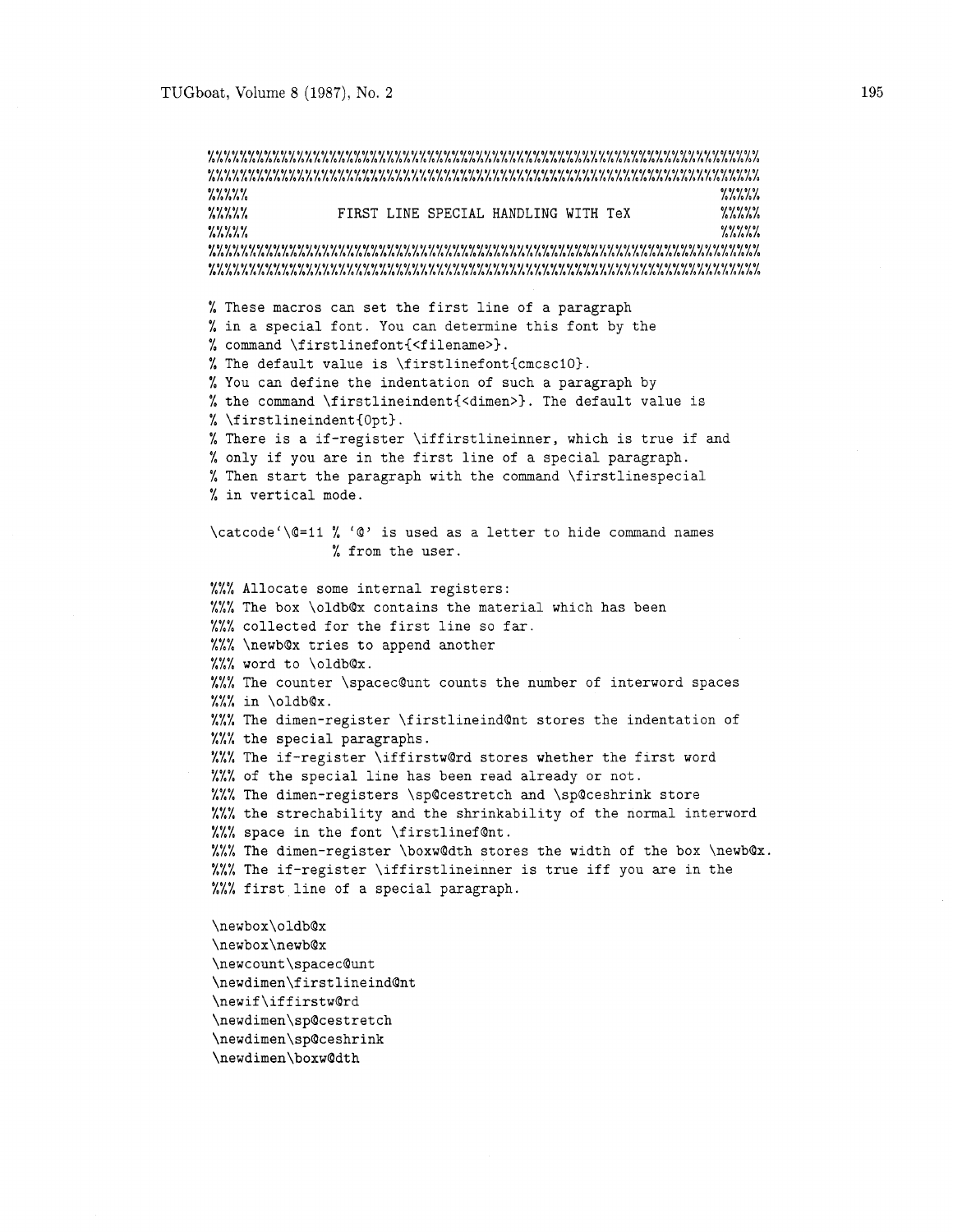```
%%%%%%%%%%%%%%%%%%%%%%%%%%%%%%%%%%%%%%%%%%%%%%%%%%%%%%%%%%%%%%%%%%%%%%
%%%%%%%%%%%%%%%%%%%%%%%%%%%%%%%%%%%%%%%%%%%%%%%%%%%%%%%%%%%%%%%%%%%%%%
%%%%%                                                            %%%%%
%%%%%             FIRST LINE SPECIAL HANDLING WITH TeX            %%%%%
%%%%%                                                            %%%%%
%%%%%%%%%%%%%%%%%%%%%%%%%%%%%%%%%%%%%%%%%%%%%%%%%%%%%%%%%%%%%%%%%%%%%%
%%%%%%%%%%%%%%%%%%%%%%%%%%%%%%%%%%%%%%%%%%%%%%%%%%%%%%%%%%%%%%%%%%%%%%

% These macros can set the first line of a paragraph
% in a special font. You can determine this font by the
% command \firstlinefont{<filename>}.
% The default value is \firstlinefont{cmcsc10}.
% You can define the indentation of such a paragraph by
% the command \firstlineindent{<dimen>}. The default value is
% \firstlineindent{0pt}.
% There is a if-register \iffirstlineinner, which is true if and
% only if you are in the first line of a special paragraph.
% Then start the paragraph with the command \firstlinespecial
% in vertical mode.

\catcode`\@=11 % `@' is used as a letter to hide command names
               % from the user.

%%% Allocate some internal registers:
%%% The box \oldb@x contains the material which has been
%%% collected for the first line so far.
%%% \newb@x tries to append another
%%% word to \oldb@x.
%%% The counter \spacec@unt counts the number of interword spaces
%%% in \oldb@x.
%%% The dimen-register \firstlineind@nt stores the indentation of
%%% the special paragraphs.
%%% The if-register \iffirstw@rd stores whether the first word
%%% of the special line has been read already or not.
%%% The dimen-registers \sp@cestretch and \sp@ceshrink store
%%% the strechability and the shrinkability of the normal interword
%%% space in the font \firstlinef@nt.
%%% The dimen-register \boxw@dth stores the width of the box \newb@x.
%%% The if-register \iffirstlineinner is true iff you are in the
%%% first line of a special paragraph.

\newbox\oldb@x
\newbox\newb@x
\newcount\spacec@unt
\newdimen\firstlineind@nt
\newif\iffirstw@rd
\newdimen\sp@cestretch
\newdimen\sp@ceshrink
\newdimen\boxw@dth
```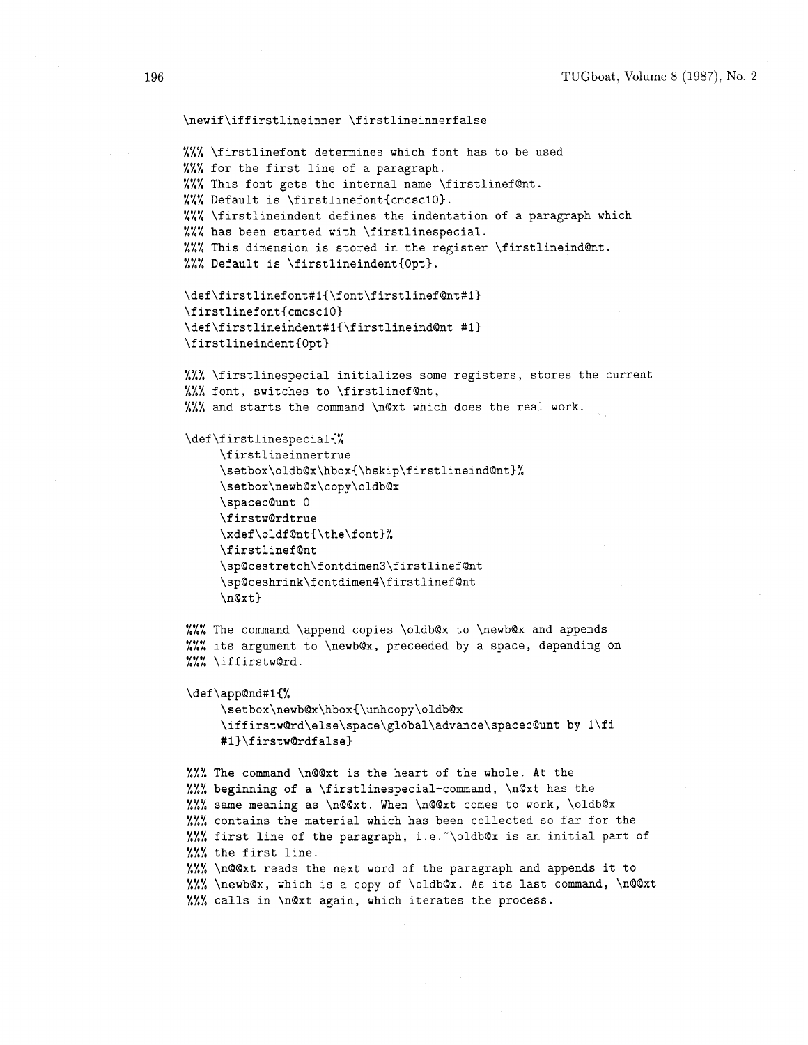```
\newif\iffirstlineinner \firstlineinnerfalse

%%% \firstlinefont determines which font has to be used
%%% for the first line of a paragraph.
%%% This font gets the internal name \firstlinef@nt.
%%% Default is \firstlinefont{cmcsc10}.
%%% \firstlineindent defines the indentation of a paragraph which
%%% has been started with \firstlinespecial.
%%% This dimension is stored in the register \firstlineind@nt.
%%% Default is \firstlineindent{0pt}.

\def\firstlinefont#1{\font\firstlinef@nt#1}
\firstlinefont{cmcsc10}
\def\firstlineindent#1{\firstlineind@nt #1}
\firstlineindent{0pt}

%%% \firstlinespecial initializes some registers, stores the current
%%% font, switches to \firstlinef@nt,
%%% and starts the command \n@xt which does the real work.

\def\firstlinespecial{%
     \firstlineinnertrue
     \setbox\oldb@x\hbox{\hskip\firstlineind@nt}%
     \setbox\newb@x\copy\oldb@x
     \spacec@unt 0
     \firstw@rdtrue
     \xdef\oldf@nt{\the\font}%
     \firstlinef@nt
     \sp@cestretch\fontdimen3\firstlinef@nt
     \sp@ceshrink\fontdimen4\firstlinef@nt
     \n@xt}

%%% The command \append copies \oldb@x to \newb@x and appends
%%% its argument to \newb@x, preceeded by a space, depending on
%%% \iffirstw@rd.

\def\app@nd#1{%
     \setbox\newb@x\hbox{\unhcopy\oldb@x
     \iffirstw@rd\else\space\global\advance\spacec@unt by 1\fi
     #1}\firstw@rdfalse}

%%% The command \n@@xt is the heart of the whole. At the
%%% beginning of a \firstlinespecial-command, \n@xt has the
%%% same meaning as \n@@xt. When \n@@xt comes to work, \oldb@x
%%% contains the material which has been collected so far for the
%%% first line of the paragraph, i.e.~\oldb@x is an initial part of
%%% the first line.
%%% \n@@xt reads the next word of the paragraph and appends it to
%%% \newb@x, which is a copy of \oldb@x. As its last command, \n@@xt
%%% calls in \n@xt again, which iterates the process.
```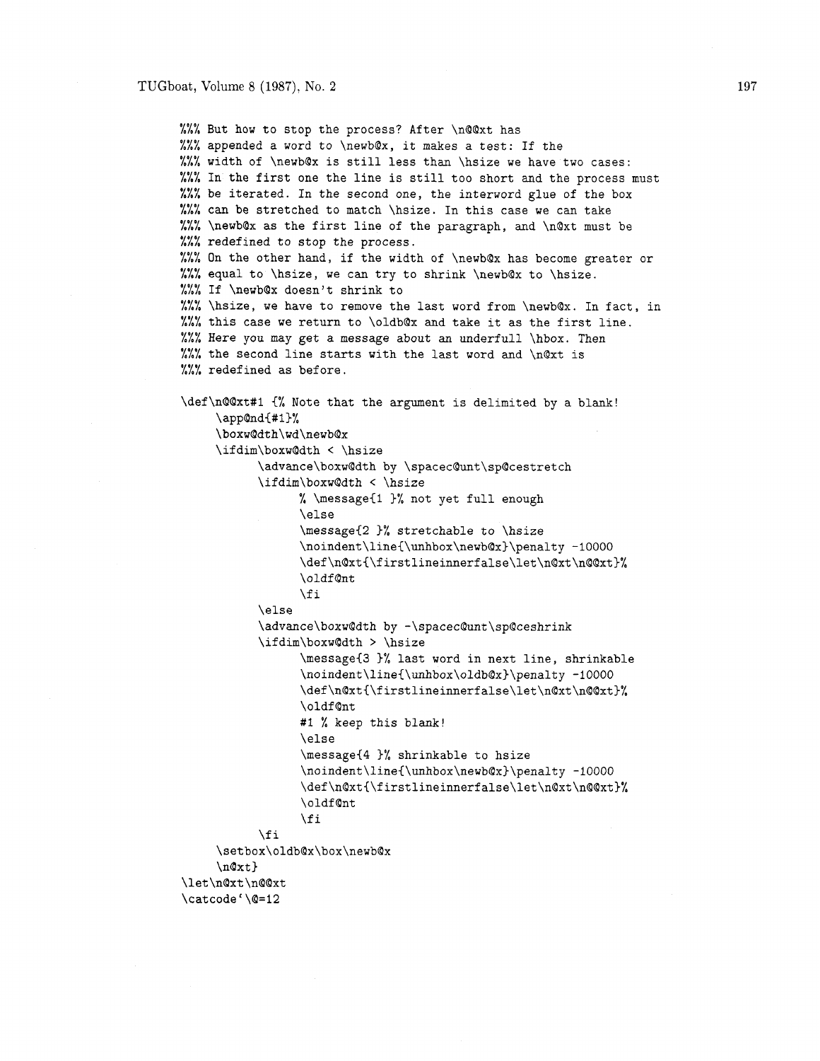```
%%% But how to stop the process? After \n@@xt has
%%% appended a word to \newb@x, it makes a test: If the
%%% width of \newb@x is still less than \hsize we have two cases:
%%% In the first one the line is still too short and the process must
%%% be iterated. In the second one, the interword glue of the box
%%% can be stretched to match \hsize. In this case we can take
%%% \newb@x as the first line of the paragraph, and \n@xt must be
%%% redefined to stop the process.
%%% On the other hand, if the width of \newb@x has become greater or
%%% equal to \hsize, we can try to shrink \newb@x to \hsize.
%%% If \newb@x doesn't shrink to
%%% \hsize, we have to remove the last word from \newb@x. In fact, in
%%% this case we return to \oldb@x and take it as the first line.
%%% Here you may get a message about an underfull \hbox. Then
%%% the second line starts with the last word and \n@xt is
%%% redefined as before.

\def\n@@xt#1 {% Note that the argument is delimited by a blank!
     \app@nd{#1}%
     \boxw@dth\wd\newb@x
     \ifdim\boxw@dth < \hsize
           \advance\boxw@dth by \spacec@unt\sp@cestretch
           \ifdim\boxw@dth < \hsize
                 % \message{1 }% not yet full enough
                 \else
                 \message{2 }% stretchable to \hsize
                 \noindent\line{\unhbox\newb@x}\penalty -10000
                 \def\n@xt{\firstlineinnerfalse\let\n@xt\n@@xt}%
                 \oldf@nt
                 \fi
           \else
           \advance\boxw@dth by -\spacec@unt\sp@ceshrink
           \ifdim\boxw@dth > \hsize
                 \message{3 }% last word in next line, shrinkable
                 \noindent\line{\unhbox\oldb@x}\penalty -10000
                 \def\n@xt{\firstlineinnerfalse\let\n@xt\n@@xt}%
                 \oldf@nt
                 #1 % keep this blank!
                 \else
                 \message{4 }% shrinkable to hsize
                 \noindent\line{\unhbox\newb@x}\penalty -10000
                 \def\n@xt{\firstlineinnerfalse\let\n@xt\n@@xt}%
                 \oldf@nt
                 \fi
           \fi
     \setbox\oldb@x\box\newb@x
     \n@xt}
\let\n@xt\n@@xt
\catcode`\@=12
```